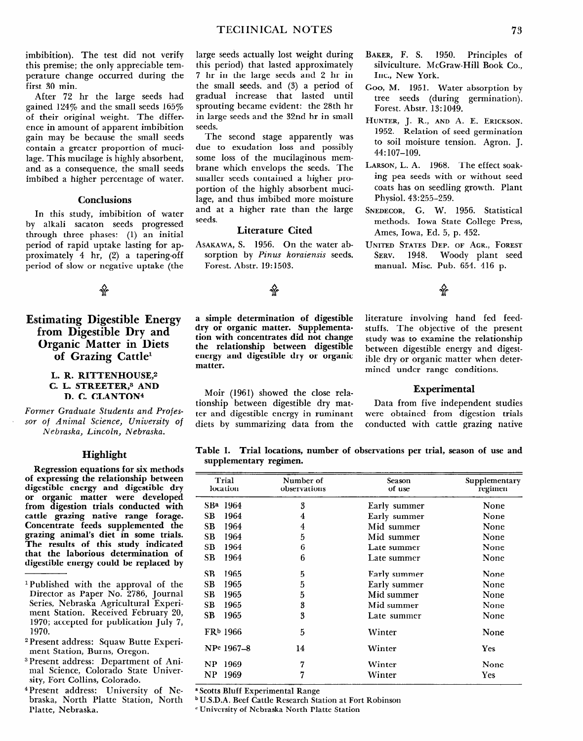imbibition). The test did not verify this premise; the only appreciable temperature change occurred during the first 30 min.

After 72 hr the large seeds had gained 124% and the small seeds 165% of their original weight. The difference in amount of apparent imbibition gain may be because the small seeds contain a greater proportion of mucilage. This mucilage is highly absorbent, and as a consequence, the small seeds imbibed a higher percentage of water.

## Conclusions

In this study, imbibition of water by alkali sacaton seeds progressed through three phases: (1) an initial period of rapid uptake lasting for approximately 4 hr, (2) a tapering-off period of slow or negative uptake (the large seeds actually lost weight during this period) that lasted approximately 7 hr in the large seeds and 2 hr in the small seeds, and (3) a period of gradual increase that lasted until sprouting became evident: the 28th hr in large seeds and the 32nd hr in small seeds.

The second stage apparently was due to exudation loss and possibly some loss of the mucilaginous membrane which envelops the seeds. The smaller seeds contained a higher proportion of the highly absorbent mucilage, and thus imbibed more moisture and at a higher rate than the large seeds.

## Literature Cited

Asakawa, S. 1956. On the water absorption by *Pinus koraiensis* seeds. Forest. Abstr. 19:1503.

Baker, F. S. 1950. Principles of silviculture. McGraw-Hill Book Co., Inc., New York.

Goo, M. 1951. Water absorption by tree seeds (during germination). Forest. Abstr. 13:1049.

Hunter, J. R., and A. E. Erickson. 1952. Relation of seed germination to soil moisture tension. Agron. J. 44:107–109.

Larson, L. A. 1968. The effect soaking pea seeds with or without seed coats has on seedling growth. Plant Physiol. 43:255–259.

Snedecor, G. W. 1956. Statistical methods. Iowa State College Press, Ames, Iowa, Ed. 5, p. 452.

United States Dep. of Agr., Forest Serv. 1948. Woody plant seed manual. Misc. Pub. 654. 416 p.

# Estimating Digestible Energy from Digestible Dry and Organic Matter in Diets of Grazing Cattle[1]

**L. R. RITTENHOUSE,[2] C. L. STREETER,[3] AND D. C. CLANTON[4]**

*Former Graduate Students and Professor of Animal Science, University of Nebraska, Lincoln, Nebraska.*

## Highlight

**Regression equations for six methods of expressing the relationship between digestible energy and digestible dry or organic matter were developed from digestion trials conducted with cattle grazing native range forage. Concentrate feeds supplemented the grazing animal's diet in some trials. The results of this study indicated that the laborious determination of digestible energy could be replaced by a simple determination of digestible dry or organic matter. Supplementation with concentrates did not change the relationship between digestible energy and digestible dry or organic matter.**

Moir (1961) showed the close relationship between digestible dry matter and digestible energy in ruminant diets by summarizing data from the literature involving hand fed feedstuffs. The objective of the present study was to examine the relationship between digestible energy and digestible dry or organic matter when determined under range conditions.

## Experimental

Data from five independent studies were obtained from digestion trials conducted with cattle grazing native

**Table 1. Trial locations, number of observations per trial, season of use and supplementary regimen.**

| Trial location | Number of observations | Season of use | Supplementary regimen |
|---|---|---|---|
| SB[a] 1964 | 3 | Early summer | None |
| SB 1964 | 4 | Early summer | None |
| SB 1964 | 4 | Mid summer | None |
| SB 1964 | 5 | Mid summer | None |
| SB 1964 | 6 | Late summer | None |
| SB 1964 | 6 | Late summer | None |
| SB 1965 | 5 | Early summer | None |
| SB 1965 | 5 | Early summer | None |
| SB 1965 | 5 | Mid summer | None |
| SB 1965 | 3 | Mid summer | None |
| SB 1965 | 3 | Late summer | None |
| FR[b] 1966 | 5 | Winter | None |
| NP[c] 1967–8 | 14 | Winter | Yes |
| NP 1969 | 7 | Winter | None |
| NP 1969 | 7 | Winter | Yes |

[a] Scotts Bluff Experimental Range

[b] U.S.D.A. Beef Cattle Research Station at Fort Robinson

[c] University of Nebraska North Platte Station

---

[1] Published with the approval of the Director as Paper No. 2786, Journal Series, Nebraska Agricultural Experiment Station. Received February 20, 1970; accepted for publication July 7, 1970.

[2] Present address: Squaw Butte Experiment Station, Burns, Oregon.

[3] Present address: Department of Animal Science, Colorado State University, Fort Collins, Colorado.

[4] Present address: University of Nebraska, North Platte Station, North Platte, Nebraska.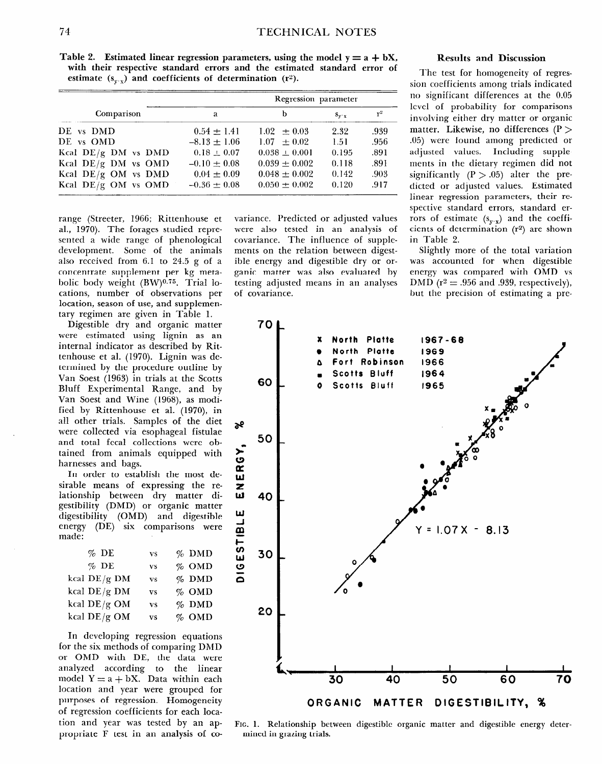Table 2. Estimated linear regression parameters, using the model $y = a + bX$, with their respective standard errors and the estimated standard error of estimate ($s_{y \cdot x}$) and coefficients of determination ($r^2$).

| Comparison | Regression parameter | | | |
|---|---|---|---|---|
| | a | b | $s_{y \cdot x}$ | $r^2$ |
| DE vs DMD | 0.54 ± 1.41 | 1.02 ± 0.03 | 2.32 | .939 |
| DE vs OMD | −8.13 ± 1.06 | 1.07 ± 0.02 | 1.51 | .956 |
| Kcal DE/g DM vs DMD | 0.18 ± 0.07 | 0.038 ± 0.001 | 0.195 | .891 |
| Kcal DE/g DM vs OMD | −0.10 ± 0.08 | 0.039 ± 0.002 | 0.118 | .891 |
| Kcal DE/g OM vs DMD | 0.04 ± 0.09 | 0.048 ± 0.002 | 0.142 | .903 |
| Kcal DE/g OM vs OMD | −0.36 ± 0.08 | 0.050 ± 0.002 | 0.120 | .917 |

range (Streeter, 1966; Rittenhouse et al., 1970). The forages studied represented a wide range of phenological development. Some of the animals also received from 6.1 to 24.5 g of a concentrate supplement per kg metabolic body weight $(BW)^{0.75}$. Trial locations, number of observations per location, season of use, and supplementary regimen are given in Table 1.

Digestible dry and organic matter were estimated using lignin as an internal indicator as described by Rittenhouse et al. (1970). Lignin was determined by the procedure outline by Van Soest (1963) in trials at the Scotts Bluff Experimental Range, and by Van Soest and Wine (1968), as modified by Rittenhouse et al. (1970), in all other trials. Samples of the diet were collected via esophageal fistulae and total fecal collections were obtained from animals equipped with harnesses and bags.

In order to establish the most desirable means of expressing the relationship between dry matter digestibility (DMD) or organic matter digestibility (OMD) and digestible energy (DE) six comparisons were made:

| | | |
|---|---|---|
| % DE | vs | % DMD |
| % DE | vs | % OMD |
| kcal DE/g DM | vs | % DMD |
| kcal DE/g DM | vs | % OMD |
| kcal DE/g OM | vs | % DMD |
| kcal DE/g OM | vs | % OMD |

In developing regression equations for the six methods of comparing DMD or OMD with DE, the data were analyzed according to the linear model $Y = a + bX$. Data within each location and year were grouped for purposes of regression. Homogeneity of regression coefficients for each location and year was tested by an appropriate F test in an analysis of covariance. Predicted or adjusted values were also tested in an analysis of covariance. The influence of supplements on the relation between digestible energy and digestible dry or organic matter was also evaluated by testing adjusted means in an analyses of covariance.

## Results and Discussion

The test for homogeneity of regression coefficients among trials indicated no significant differences at the 0.05 level of probability for comparisons involving either dry matter or organic matter. Likewise, no differences ($P > .05$) were found among predicted or adjusted values. Including supplements in the dietary regimen did not significantly ($P > .05$) alter the predicted or adjusted values. Estimated linear regression parameters, their respective standard errors, standard errors of estimate ($s_{y \cdot x}$) and the coefficients of determination ($r^2$) are shown in Table 2.

Slightly more of the total variation was accounted for when digestible energy was compared with OMD vs DMD ($r^2 = .956$ and .939, respectively), but the precision of estimating a pre-

FIG. 1. Relationship between digestible organic matter and digestible energy determined in grazing trials.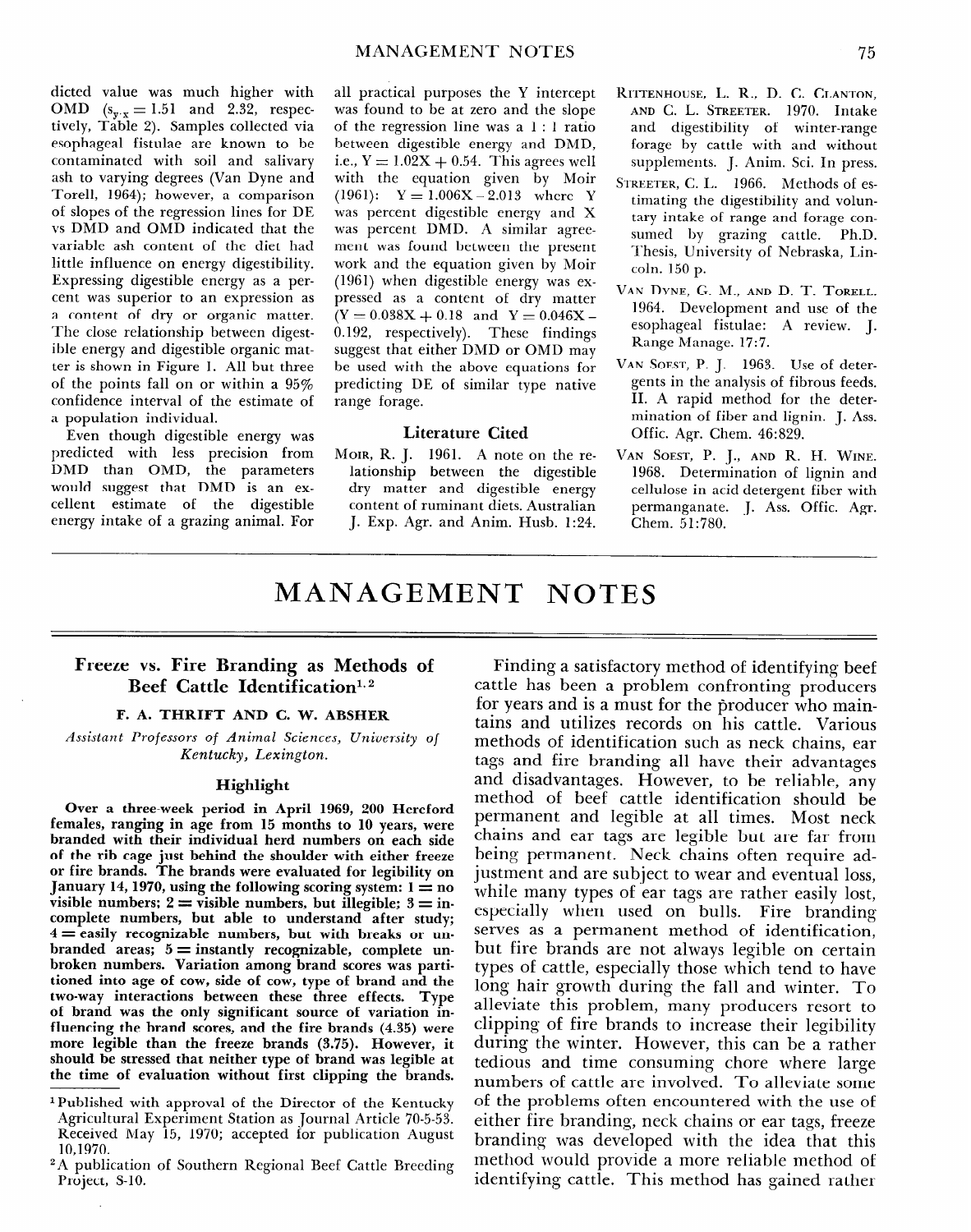dicted value was much higher with OMD ($s_{y \cdot x} = 1.51$ and $2.32$, respectively, Table 2). Samples collected via esophageal fistulae are known to be contaminated with soil and salivary ash to varying degrees (Van Dyne and Torell, 1964); however, a comparison of slopes of the regression lines for DE vs DMD and OMD indicated that the variable ash content of the diet had little influence on energy digestibility. Expressing digestible energy as a percent was superior to an expression as a content of dry or organic matter. The close relationship between digestible energy and digestible organic matter is shown in Figure 1. All but three of the points fall on or within a 95% confidence interval of the estimate of a population individual.

Even though digestible energy was predicted with less precision from DMD than OMD, the parameters would suggest that DMD is an excellent estimate of the digestible energy intake of a grazing animal. For all practical purposes the Y intercept was found to be at zero and the slope of the regression line was a 1 : 1 ratio between digestible energy and DMD, i.e., $Y = 1.02X + 0.54$. This agrees well with the equation given by Moir (1961): $Y = 1.006X - 2.013$ where Y was percent digestible energy and X was percent DMD. A similar agreement was found between the present work and the equation given by Moir (1961) when digestible energy was expressed as a content of dry matter ($Y = 0.038X + 0.18$ and $Y = 0.046X - 0.192$, respectively). These findings suggest that either DMD or OMD may be used with the above equations for predicting DE of similar type native range forage.

## Literature Cited

Moir, R. J. 1961. A note on the relationship between the digestible dry matter and digestible energy content of ruminant diets. Australian J. Exp. Agr. and Anim. Husb. 1:24.

Rittenhouse, L. R., D. C. Clanton, and C. L. Streeter. 1970. Intake and digestibility of winter-range forage by cattle with and without supplements. J. Anim. Sci. In press.

Streeter, C. L. 1966. Methods of estimating the digestibility and voluntary intake of range and forage consumed by grazing cattle. Ph.D. Thesis, University of Nebraska, Lincoln. 150 p.

Van Dyne, G. M., and D. T. Torell. 1964. Development and use of the esophageal fistulae: A review. J. Range Manage. 17:7.

Van Soest, P. J. 1963. Use of detergents in the analysis of fibrous feeds. II. A rapid method for the determination of fiber and lignin. J. Ass. Offic. Agr. Chem. 46:829.

Van Soest, P. J., and R. H. Wine. 1968. Determination of lignin and cellulose in acid detergent fiber with permanganate. J. Ass. Offic. Agr. Chem. 51:780.

# MANAGEMENT NOTES

## Freeze vs. Fire Branding as Methods of Beef Cattle Identification[1,2]

**F. A. THRIFT AND C. W. ABSHER**

*Assistant Professors of Animal Sciences, University of Kentucky, Lexington.*

### Highlight

**Over a three-week period in April 1969, 200 Hereford females, ranging in age from 15 months to 10 years, were branded with their individual herd numbers on each side of the rib cage just behind the shoulder with either freeze or fire brands. The brands were evaluated for legibility on January 14, 1970, using the following scoring system: 1 = no visible numbers; 2 = visible numbers, but illegible; 3 = incomplete numbers, but able to understand after study; 4 = easily recognizable numbers, but with breaks or unbranded areas; 5 = instantly recognizable, complete unbroken numbers. Variation among brand scores was partitioned into age of cow, side of cow, type of brand and the two-way interactions between these three effects. Type of brand was the only significant source of variation influencing the brand scores, and the fire brands (4.35) were more legible than the freeze brands (3.75). However, it should be stressed that neither type of brand was legible at the time of evaluation without first clipping the brands.**

[1] Published with approval of the Director of the Kentucky Agricultural Experiment Station as Journal Article 70-5-53. Received May 15, 1970; accepted for publication August 10,1970.

[2] A publication of Southern Regional Beef Cattle Breeding Project, S-10.

Finding a satisfactory method of identifying beef cattle has been a problem confronting producers for years and is a must for the producer who maintains and utilizes records on his cattle. Various methods of identification such as neck chains, ear tags and fire branding all have their advantages and disadvantages. However, to be reliable, any method of beef cattle identification should be permanent and legible at all times. Most neck chains and ear tags are legible but are far from being permanent. Neck chains often require adjustment and are subject to wear and eventual loss, while many types of ear tags are rather easily lost, especially when used on bulls. Fire branding serves as a permanent method of identification, but fire brands are not always legible on certain types of cattle, especially those which tend to have long hair growth during the fall and winter. To alleviate this problem, many producers resort to clipping of fire brands to increase their legibility during the winter. However, this can be a rather tedious and time consuming chore where large numbers of cattle are involved. To alleviate some of the problems often encountered with the use of either fire branding, neck chains or ear tags, freeze branding was developed with the idea that this method would provide a more reliable method of identifying cattle. This method has gained rather